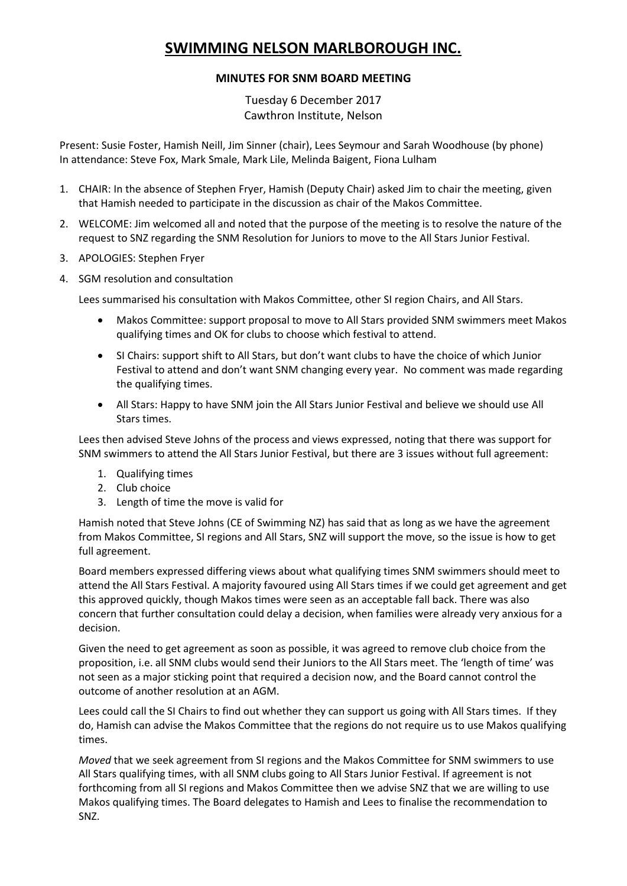# SWIMMING NELSON MARLBOROUGH INC.

## MINUTES FOR SNM BOARD MEETING

Tuesday 6 December 2017
Cawthron Institute, Nelson

Present: Susie Foster, Hamish Neill, Jim Sinner (chair), Lees Seymour and Sarah Woodhouse (by phone)
In attendance: Steve Fox, Mark Smale, Mark Lile, Melinda Baigent, Fiona Lulham

1. CHAIR: In the absence of Stephen Fryer, Hamish (Deputy Chair) asked Jim to chair the meeting, given that Hamish needed to participate in the discussion as chair of the Makos Committee.
2. WELCOME: Jim welcomed all and noted that the purpose of the meeting is to resolve the nature of the request to SNZ regarding the SNM Resolution for Juniors to move to the All Stars Junior Festival.
3. APOLOGIES: Stephen Fryer
4. SGM resolution and consultation

   Lees summarised his consultation with Makos Committee, other SI region Chairs, and All Stars.

   - Makos Committee: support proposal to move to All Stars provided SNM swimmers meet Makos qualifying times and OK for clubs to choose which festival to attend.
   - SI Chairs: support shift to All Stars, but don't want clubs to have the choice of which Junior Festival to attend and don't want SNM changing every year. No comment was made regarding the qualifying times.
   - All Stars: Happy to have SNM join the All Stars Junior Festival and believe we should use All Stars times.

   Lees then advised Steve Johns of the process and views expressed, noting that there was support for SNM swimmers to attend the All Stars Junior Festival, but there are 3 issues without full agreement:

   1. Qualifying times
   2. Club choice
   3. Length of time the move is valid for

   Hamish noted that Steve Johns (CE of Swimming NZ) has said that as long as we have the agreement from Makos Committee, SI regions and All Stars, SNZ will support the move, so the issue is how to get full agreement.

   Board members expressed differing views about what qualifying times SNM swimmers should meet to attend the All Stars Festival. A majority favoured using All Stars times if we could get agreement and get this approved quickly, though Makos times were seen as an acceptable fall back. There was also concern that further consultation could delay a decision, when families were already very anxious for a decision.

   Given the need to get agreement as soon as possible, it was agreed to remove club choice from the proposition, i.e. all SNM clubs would send their Juniors to the All Stars meet. The 'length of time' was not seen as a major sticking point that required a decision now, and the Board cannot control the outcome of another resolution at an AGM.

   Lees could call the SI Chairs to find out whether they can support us going with All Stars times. If they do, Hamish can advise the Makos Committee that the regions do not require us to use Makos qualifying times.

   *Moved* that we seek agreement from SI regions and the Makos Committee for SNM swimmers to use All Stars qualifying times, with all SNM clubs going to All Stars Junior Festival. If agreement is not forthcoming from all SI regions and Makos Committee then we advise SNZ that we are willing to use Makos qualifying times. The Board delegates to Hamish and Lees to finalise the recommendation to SNZ.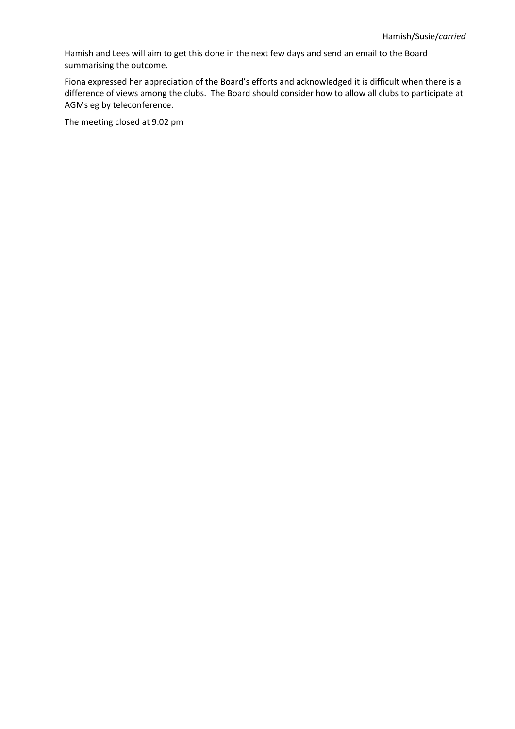Hamish/Susie/*carried*

Hamish and Lees will aim to get this done in the next few days and send an email to the Board summarising the outcome.

Fiona expressed her appreciation of the Board's efforts and acknowledged it is difficult when there is a difference of views among the clubs. The Board should consider how to allow all clubs to participate at AGMs eg by teleconference.

The meeting closed at 9.02 pm